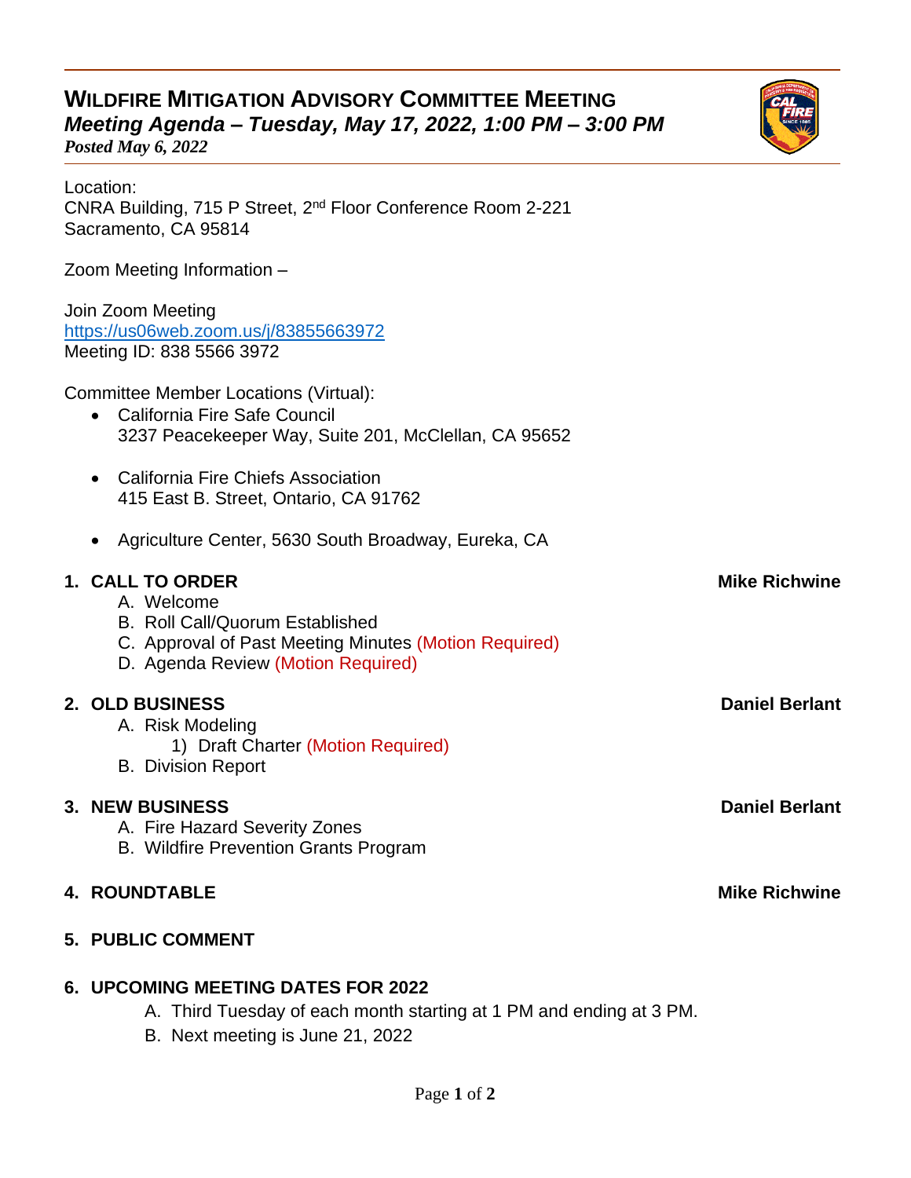# WILDFIRE MITIGATION ADVISORY COMMITTEE MEETING

***Meeting Agenda – Tuesday, May 17, 2022, 1:00 PM – 3:00 PM***

***Posted May 6, 2022***

Location:
CNRA Building, 715 P Street, 2nd Floor Conference Room 2-221
Sacramento, CA 95814

Zoom Meeting Information –

Join Zoom Meeting
https://us06web.zoom.us/j/83855663972
Meeting ID: 838 5566 3972

Committee Member Locations (Virtual):

- California Fire Safe Council
  3237 Peacekeeper Way, Suite 201, McClellan, CA 95652
- California Fire Chiefs Association
  415 East B. Street, Ontario, CA 91762
- Agriculture Center, 5630 South Broadway, Eureka, CA

**1. CALL TO ORDER** — **Mike Richwine**

A. Welcome
B. Roll Call/Quorum Established
C. Approval of Past Meeting Minutes (Motion Required)
D. Agenda Review (Motion Required)

**2. OLD BUSINESS** — **Daniel Berlant**

A. Risk Modeling
   1) Draft Charter (Motion Required)
B. Division Report

**3. NEW BUSINESS** — **Daniel Berlant**

A. Fire Hazard Severity Zones
B. Wildfire Prevention Grants Program

**4. ROUNDTABLE** — **Mike Richwine**

**5. PUBLIC COMMENT**

**6. UPCOMING MEETING DATES FOR 2022**

A. Third Tuesday of each month starting at 1 PM and ending at 3 PM.
B. Next meeting is June 21, 2022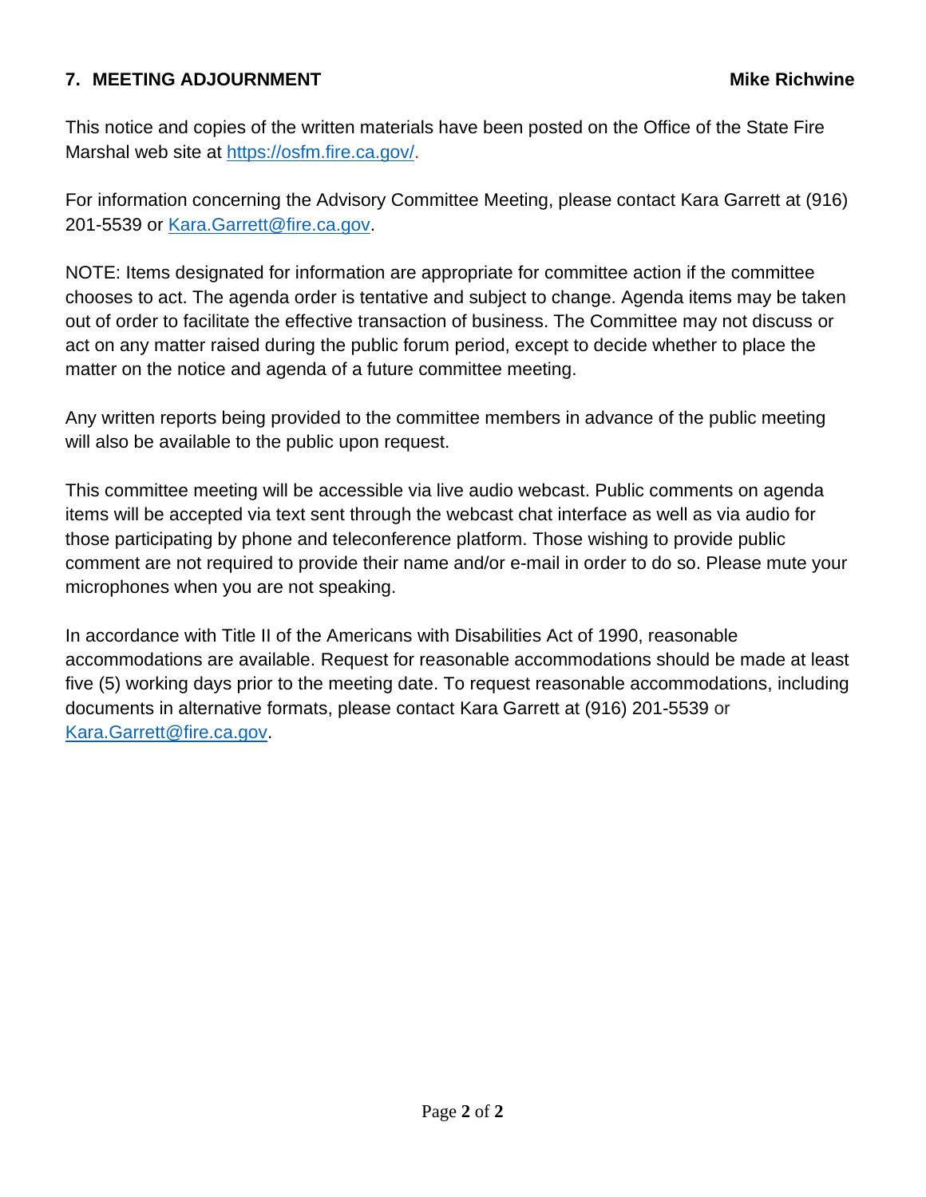**7. MEETING ADJOURNMENT** **Mike Richwine**

This notice and copies of the written materials have been posted on the Office of the State Fire Marshal web site at https://osfm.fire.ca.gov/.

For information concerning the Advisory Committee Meeting, please contact Kara Garrett at (916) 201-5539 or Kara.Garrett@fire.ca.gov.

NOTE: Items designated for information are appropriate for committee action if the committee chooses to act. The agenda order is tentative and subject to change. Agenda items may be taken out of order to facilitate the effective transaction of business. The Committee may not discuss or act on any matter raised during the public forum period, except to decide whether to place the matter on the notice and agenda of a future committee meeting.

Any written reports being provided to the committee members in advance of the public meeting will also be available to the public upon request.

This committee meeting will be accessible via live audio webcast. Public comments on agenda items will be accepted via text sent through the webcast chat interface as well as via audio for those participating by phone and teleconference platform. Those wishing to provide public comment are not required to provide their name and/or e-mail in order to do so. Please mute your microphones when you are not speaking.

In accordance with Title II of the Americans with Disabilities Act of 1990, reasonable accommodations are available. Request for reasonable accommodations should be made at least five (5) working days prior to the meeting date. To request reasonable accommodations, including documents in alternative formats, please contact Kara Garrett at (916) 201-5539 or Kara.Garrett@fire.ca.gov.